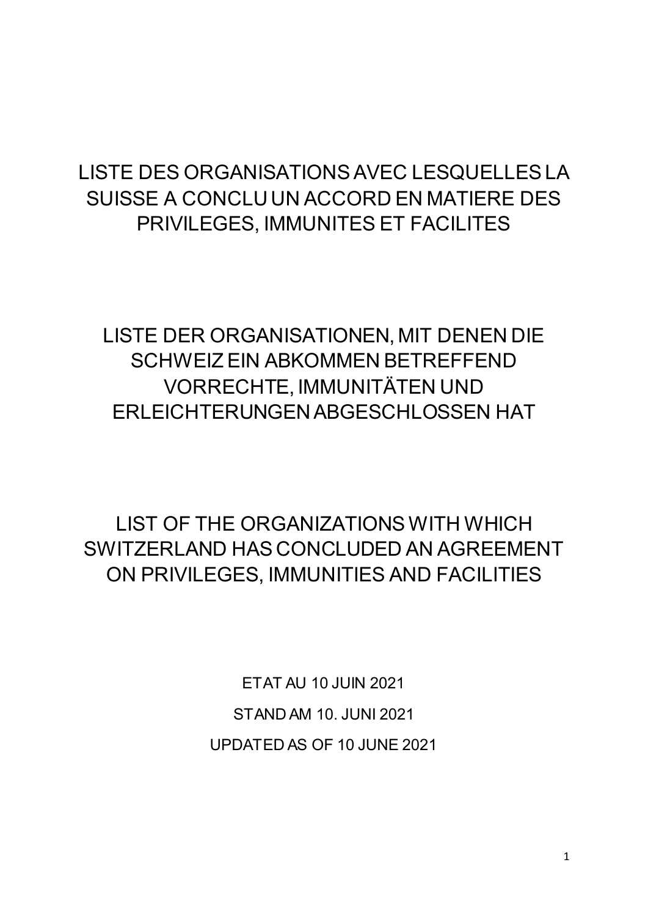# LISTE DES ORGANISATIONS AVEC LESQUELLES LA SUISSE A CONCLU UN ACCORD EN MATIERE DES PRIVILEGES, IMMUNITES ET FACILITES

# LISTE DER ORGANISATIONEN, MIT DENEN DIE SCHWEIZ EIN ABKOMMEN BETREFFEND VORRECHTE, IMMUNITÄTEN UND ERLEICHTERUNGEN ABGESCHLOSSEN HAT

# LIST OF THE ORGANIZATIONS WITH WHICH SWITZERLAND HAS CONCLUDED AN AGREEMENT ON PRIVILEGES, IMMUNITIES AND FACILITIES

ETAT AU 10 JUIN 2021

STAND AM 10. JUNI 2021

UPDATED AS OF 10 JUNE 2021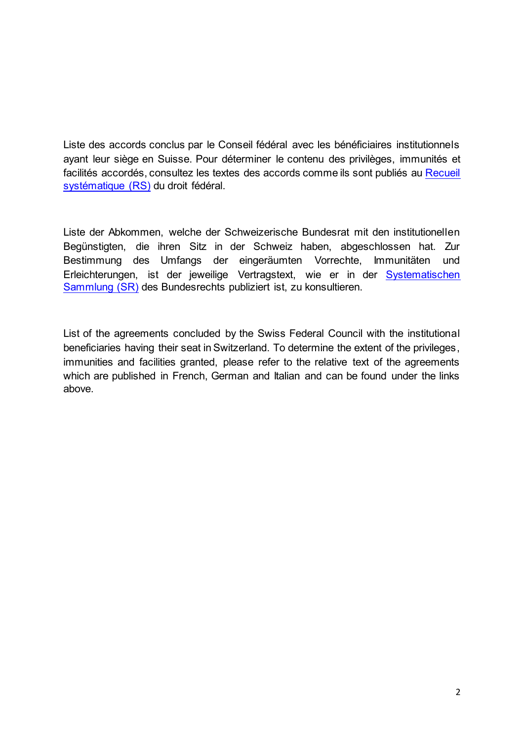Liste des accords conclus par le Conseil fédéral avec les bénéficiaires institutionnels ayant leur siège en Suisse. Pour déterminer le contenu des privilèges, immunités et facilités accordés, consultez les textes des accords comme ils sont publiés au Recueil systématique (RS) du droit fédéral.

Liste der Abkommen, welche der Schweizerische Bundesrat mit den institutionellen Begünstigten, die ihren Sitz in der Schweiz haben, abgeschlossen hat. Zur Bestimmung des Umfangs der eingeräumten Vorrechte, Immunitäten und Erleichterungen, ist der jeweilige Vertragstext, wie er in der Systematischen Sammlung (SR) des Bundesrechts publiziert ist, zu konsultieren.

List of the agreements concluded by the Swiss Federal Council with the institutional beneficiaries having their seat in Switzerland. To determine the extent of the privileges, immunities and facilities granted, please refer to the relative text of the agreements which are published in French, German and Italian and can be found under the links above.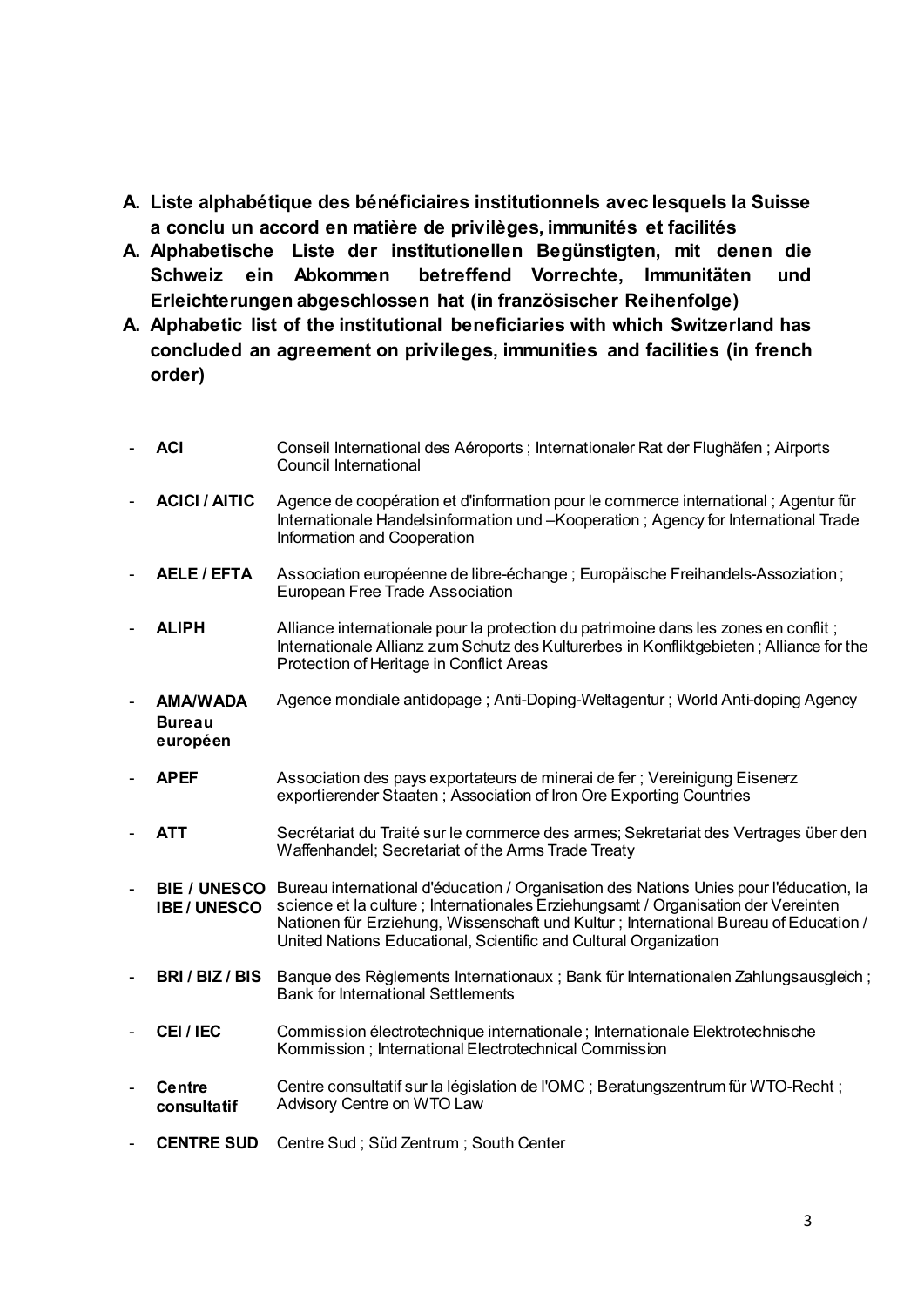## A. Liste alphabétique des bénéficiaires institutionnels avec lesquels la Suisse a conclu un accord en matière de privilèges, immunités et facilités

## A. Alphabetische Liste der institutionellen Begünstigten, mit denen die Schweiz ein Abkommen betreffend Vorrechte, Immunitäten und Erleichterungen abgeschlossen hat (in französischer Reihenfolge)

## A. Alphabetic list of the institutional beneficiaries with which Switzerland has concluded an agreement on privileges, immunities and facilities (in french order)

- **ACI** Conseil International des Aéroports ; Internationaler Rat der Flughäfen ; Airports Council International
- **ACICI / AITIC** Agence de coopération et d'information pour le commerce international ; Agentur für Internationale Handelsinformation und –Kooperation ; Agency for International Trade Information and Cooperation
- **AELE / EFTA** Association européenne de libre-échange ; Europäische Freihandels-Assoziation ; European Free Trade Association
- **ALIPH** Alliance internationale pour la protection du patrimoine dans les zones en conflit ; Internationale Allianz zum Schutz des Kulturerbes in Konfliktgebieten ; Alliance for the Protection of Heritage in Conflict Areas
- **AMA/WADA Bureau européen** Agence mondiale antidopage ; Anti-Doping-Weltagentur ; World Anti-doping Agency
- **APEF** Association des pays exportateurs de minerai de fer ; Vereinigung Eisenerz exportierender Staaten ; Association of Iron Ore Exporting Countries
- **ATT** Secrétariat du Traité sur le commerce des armes; Sekretariat des Vertrages über den Waffenhandel; Secretariat of the Arms Trade Treaty
- **BIE / UNESCO IBE / UNESCO** Bureau international d'éducation / Organisation des Nations Unies pour l'éducation, la science et la culture ; Internationales Erziehungsamt / Organisation der Vereinten Nationen für Erziehung, Wissenschaft und Kultur ; International Bureau of Education / United Nations Educational, Scientific and Cultural Organization
- **BRI / BIZ / BIS** Banque des Règlements Internationaux ; Bank für Internationalen Zahlungsausgleich ; Bank for International Settlements
- **CEI / IEC** Commission électrotechnique internationale ; Internationale Elektrotechnische Kommission ; International Electrotechnical Commission
- **Centre consultatif** Centre consultatif sur la législation de l'OMC ; Beratungszentrum für WTO-Recht ; Advisory Centre on WTO Law
- **CENTRE SUD** Centre Sud ; Süd Zentrum ; South Center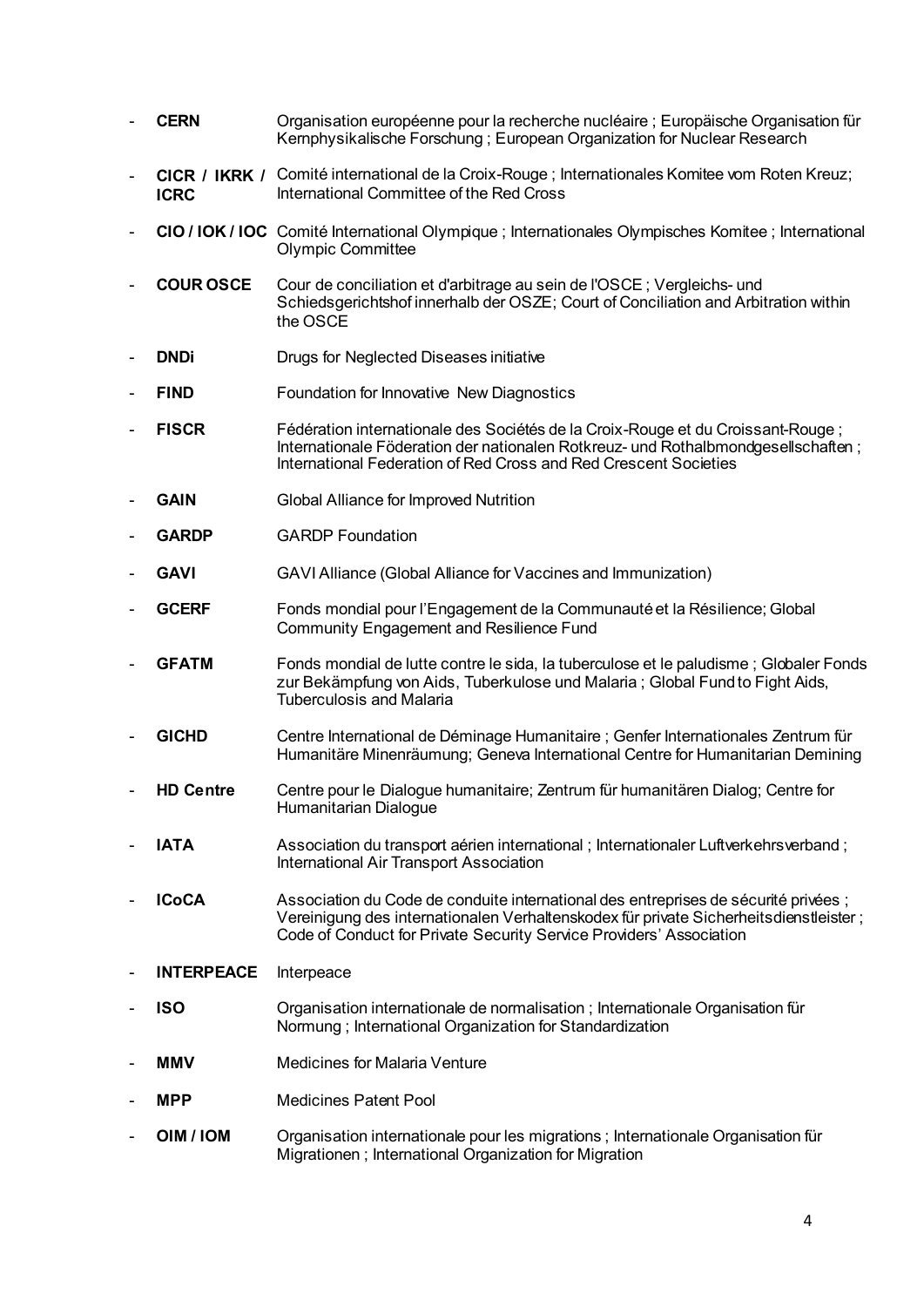- **CERN** Organisation européenne pour la recherche nucléaire ; Europäische Organisation für Kernphysikalische Forschung ; European Organization for Nuclear Research
- **CICR / IKRK / ICRC** Comité international de la Croix-Rouge ; Internationales Komitee vom Roten Kreuz; International Committee of the Red Cross
- **CIO / IOK / IOC** Comité International Olympique ; Internationales Olympisches Komitee ; International Olympic Committee
- **COUR OSCE** Cour de conciliation et d'arbitrage au sein de l'OSCE ; Vergleichs- und Schiedsgerichtshof innerhalb der OSZE; Court of Conciliation and Arbitration within the OSCE
- **DNDi** Drugs for Neglected Diseases initiative
- **FIND** Foundation for Innovative New Diagnostics
- **FISCR** Fédération internationale des Sociétés de la Croix-Rouge et du Croissant-Rouge ; Internationale Föderation der nationalen Rotkreuz- und Rothalbmondgesellschaften ; International Federation of Red Cross and Red Crescent Societies
- **GAIN** Global Alliance for Improved Nutrition
- **GARDP** GARDP Foundation
- **GAVI** GAVI Alliance (Global Alliance for Vaccines and Immunization)
- **GCERF** Fonds mondial pour l'Engagement de la Communauté et la Résilience; Global Community Engagement and Resilience Fund
- **GFATM** Fonds mondial de lutte contre le sida, la tuberculose et le paludisme ; Globaler Fonds zur Bekämpfung von Aids, Tuberkulose und Malaria ; Global Fund to Fight Aids, Tuberculosis and Malaria
- **GICHD** Centre International de Déminage Humanitaire ; Genfer Internationales Zentrum für Humanitäre Minenräumung; Geneva International Centre for Humanitarian Demining
- **HD Centre** Centre pour le Dialogue humanitaire; Zentrum für humanitären Dialog; Centre for Humanitarian Dialogue
- **IATA** Association du transport aérien international ; Internationaler Luftverkehrsverband ; International Air Transport Association
- **ICoCA** Association du Code de conduite international des entreprises de sécurité privées ; Vereinigung des internationalen Verhaltenskodex für private Sicherheitsdienstleister ; Code of Conduct for Private Security Service Providers' Association
- **INTERPEACE** Interpeace
- **ISO** Organisation internationale de normalisation ; Internationale Organisation für Normung ; International Organization for Standardization
- **MMV** Medicines for Malaria Venture
- **MPP** Medicines Patent Pool
- **OIM / IOM** Organisation internationale pour les migrations ; Internationale Organisation für Migrationen ; International Organization for Migration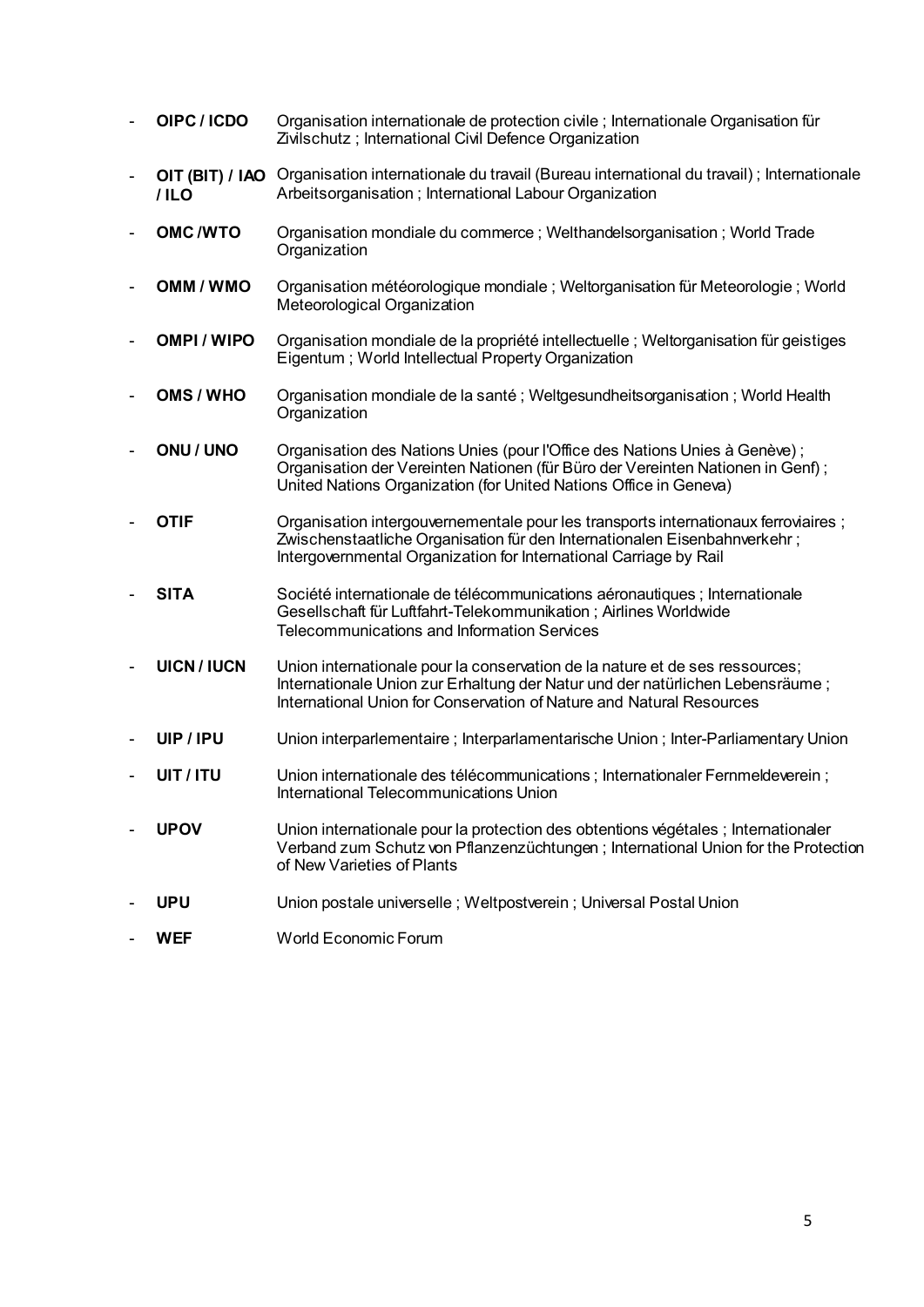- **OIPC / ICDO** Organisation internationale de protection civile ; Internationale Organisation für Zivilschutz ; International Civil Defence Organization

- **OIT (BIT) / IAO / ILO** Organisation internationale du travail (Bureau international du travail) ; Internationale Arbeitsorganisation ; International Labour Organization

- **OMC /WTO** Organisation mondiale du commerce ; Welthandelsorganisation ; World Trade Organization

- **OMM / WMO** Organisation météorologique mondiale ; Weltorganisation für Meteorologie ; World Meteorological Organization

- **OMPI / WIPO** Organisation mondiale de la propriété intellectuelle ; Weltorganisation für geistiges Eigentum ; World Intellectual Property Organization

- **OMS / WHO** Organisation mondiale de la santé ; Weltgesundheitsorganisation ; World Health Organization

- **ONU / UNO** Organisation des Nations Unies (pour l'Office des Nations Unies à Genève) ; Organisation der Vereinten Nationen (für Büro der Vereinten Nationen in Genf) ; United Nations Organization (for United Nations Office in Geneva)

- **OTIF** Organisation intergouvernementale pour les transports internationaux ferroviaires ; Zwischenstaatliche Organisation für den Internationalen Eisenbahnverkehr ; Intergovernmental Organization for International Carriage by Rail

- **SITA** Société internationale de télécommunications aéronautiques ; Internationale Gesellschaft für Luftfahrt-Telekommunikation ; Airlines Worldwide Telecommunications and Information Services

- **UICN / IUCN** Union internationale pour la conservation de la nature et de ses ressources; Internationale Union zur Erhaltung der Natur und der natürlichen Lebensräume ; International Union for Conservation of Nature and Natural Resources

- **UIP / IPU** Union interparlementaire ; Interparlamentarische Union ; Inter-Parliamentary Union

- **UIT / ITU** Union internationale des télécommunications ; Internationaler Fernmeldeverein ; International Telecommunications Union

- **UPOV** Union internationale pour la protection des obtentions végétales ; Internationaler Verband zum Schutz von Pflanzenzüchtungen ; International Union for the Protection of New Varieties of Plants

- **UPU** Union postale universelle ; Weltpostverein ; Universal Postal Union

- **WEF** World Economic Forum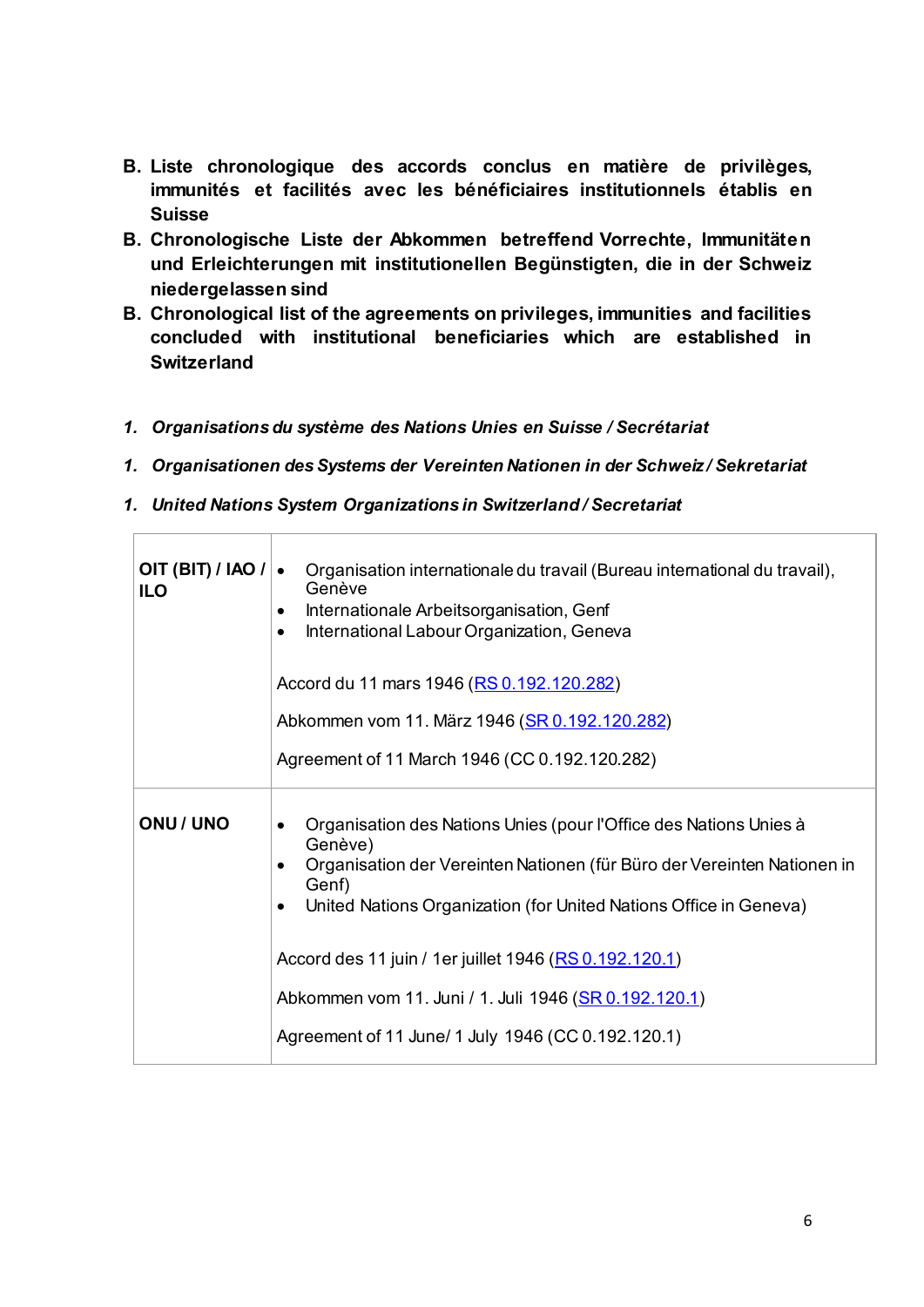## B. Liste chronologique des accords conclus en matière de privilèges, immunités et facilités avec les bénéficiaires institutionnels établis en Suisse

## B. Chronologische Liste der Abkommen betreffend Vorrechte, Immunitäten und Erleichterungen mit institutionellen Begünstigten, die in der Schweiz niedergelassen sind

## B. Chronological list of the agreements on privileges, immunities and facilities concluded with institutional beneficiaries which are established in Switzerland

### *1. Organisations du système des Nations Unies en Suisse / Secrétariat*

### *1. Organisationen des Systems der Vereinten Nationen in der Schweiz / Sekretariat*

### *1. United Nations System Organizations in Switzerland / Secretariat*

| | |
|---|---|
| **OIT (BIT) / IAO / ILO** | • Organisation internationale du travail (Bureau international du travail), Genève<br>• Internationale Arbeitsorganisation, Genf<br>• International Labour Organization, Geneva<br><br>Accord du 11 mars 1946 (RS 0.192.120.282)<br><br>Abkommen vom 11. März 1946 (SR 0.192.120.282)<br><br>Agreement of 11 March 1946 (CC 0.192.120.282) |
| **ONU / UNO** | • Organisation des Nations Unies (pour l'Office des Nations Unies à Genève)<br>• Organisation der Vereinten Nationen (für Büro der Vereinten Nationen in Genf)<br>• United Nations Organization (for United Nations Office in Geneva)<br><br>Accord des 11 juin / 1er juillet 1946 (RS 0.192.120.1)<br><br>Abkommen vom 11. Juni / 1. Juli 1946 (SR 0.192.120.1)<br><br>Agreement of 11 June/ 1 July 1946 (CC 0.192.120.1) |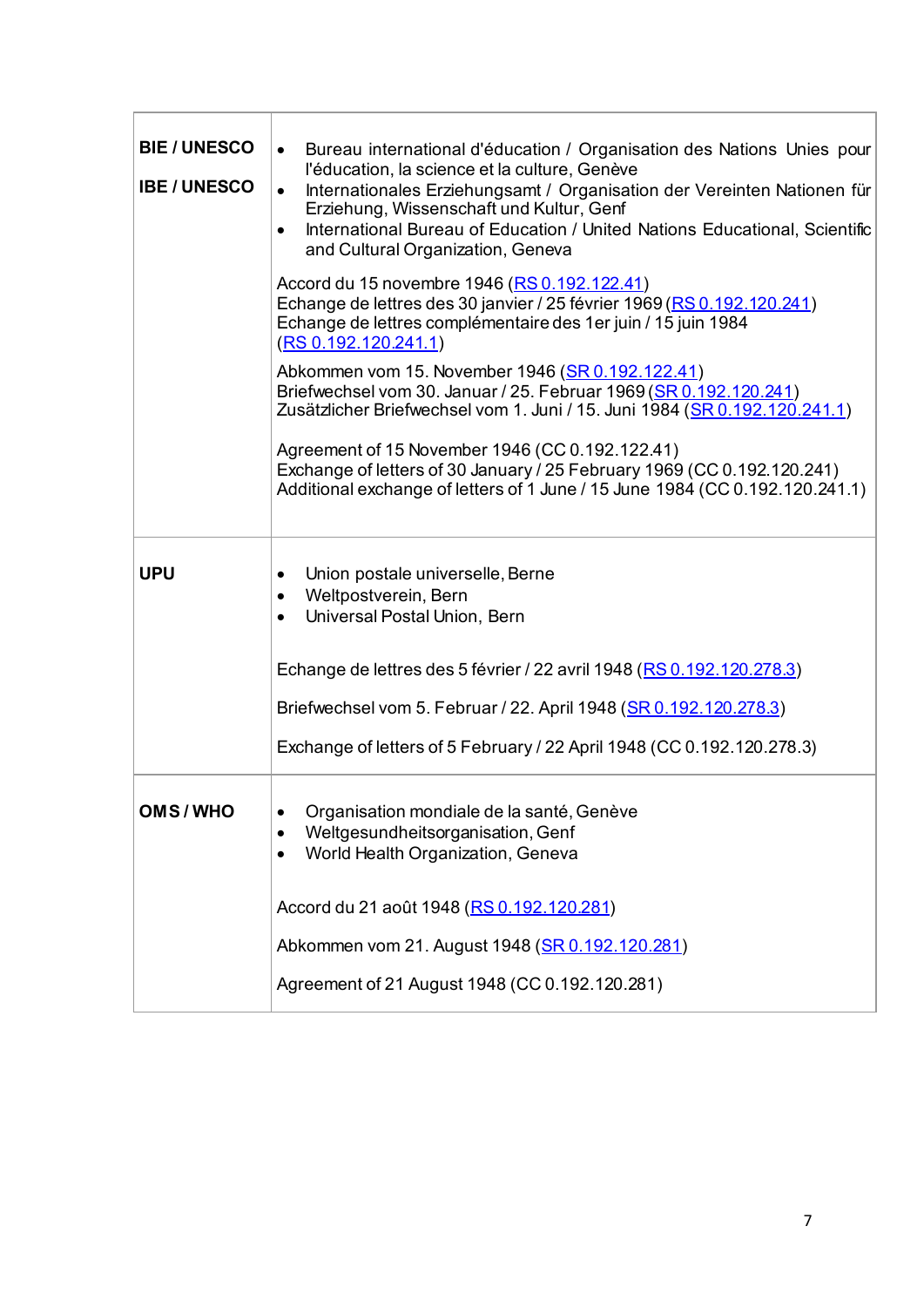| | |
|---|---|
| **BIE / UNESCO**<br><br>**IBE / UNESCO** | • Bureau international d'éducation / Organisation des Nations Unies pour l'éducation, la science et la culture, Genève<br>• Internationales Erziehungsamt / Organisation der Vereinten Nationen für Erziehung, Wissenschaft und Kultur, Genf<br>• International Bureau of Education / United Nations Educational, Scientific and Cultural Organization, Geneva<br><br>Accord du 15 novembre 1946 (RS 0.192.122.41)<br>Echange de lettres des 30 janvier / 25 février 1969 (RS 0.192.120.241)<br>Echange de lettres complémentaire des 1er juin / 15 juin 1984 (RS 0.192.120.241.1)<br><br>Abkommen vom 15. November 1946 (SR 0.192.122.41)<br>Briefwechsel vom 30. Januar / 25. Februar 1969 (SR 0.192.120.241)<br>Zusätzlicher Briefwechsel vom 1. Juni / 15. Juni 1984 (SR 0.192.120.241.1)<br><br>Agreement of 15 November 1946 (CC 0.192.122.41)<br>Exchange of letters of 30 January / 25 February 1969 (CC 0.192.120.241)<br>Additional exchange of letters of 1 June / 15 June 1984 (CC 0.192.120.241.1) |
| **UPU** | • Union postale universelle, Berne<br>• Weltpostverein, Bern<br>• Universal Postal Union, Bern<br><br>Echange de lettres des 5 février / 22 avril 1948 (RS 0.192.120.278.3)<br><br>Briefwechsel vom 5. Februar / 22. April 1948 (SR 0.192.120.278.3)<br><br>Exchange of letters of 5 February / 22 April 1948 (CC 0.192.120.278.3) |
| **OMS / WHO** | • Organisation mondiale de la santé, Genève<br>• Weltgesundheitsorganisation, Genf<br>• World Health Organization, Geneva<br><br>Accord du 21 août 1948 (RS 0.192.120.281)<br><br>Abkommen vom 21. August 1948 (SR 0.192.120.281)<br><br>Agreement of 21 August 1948 (CC 0.192.120.281) |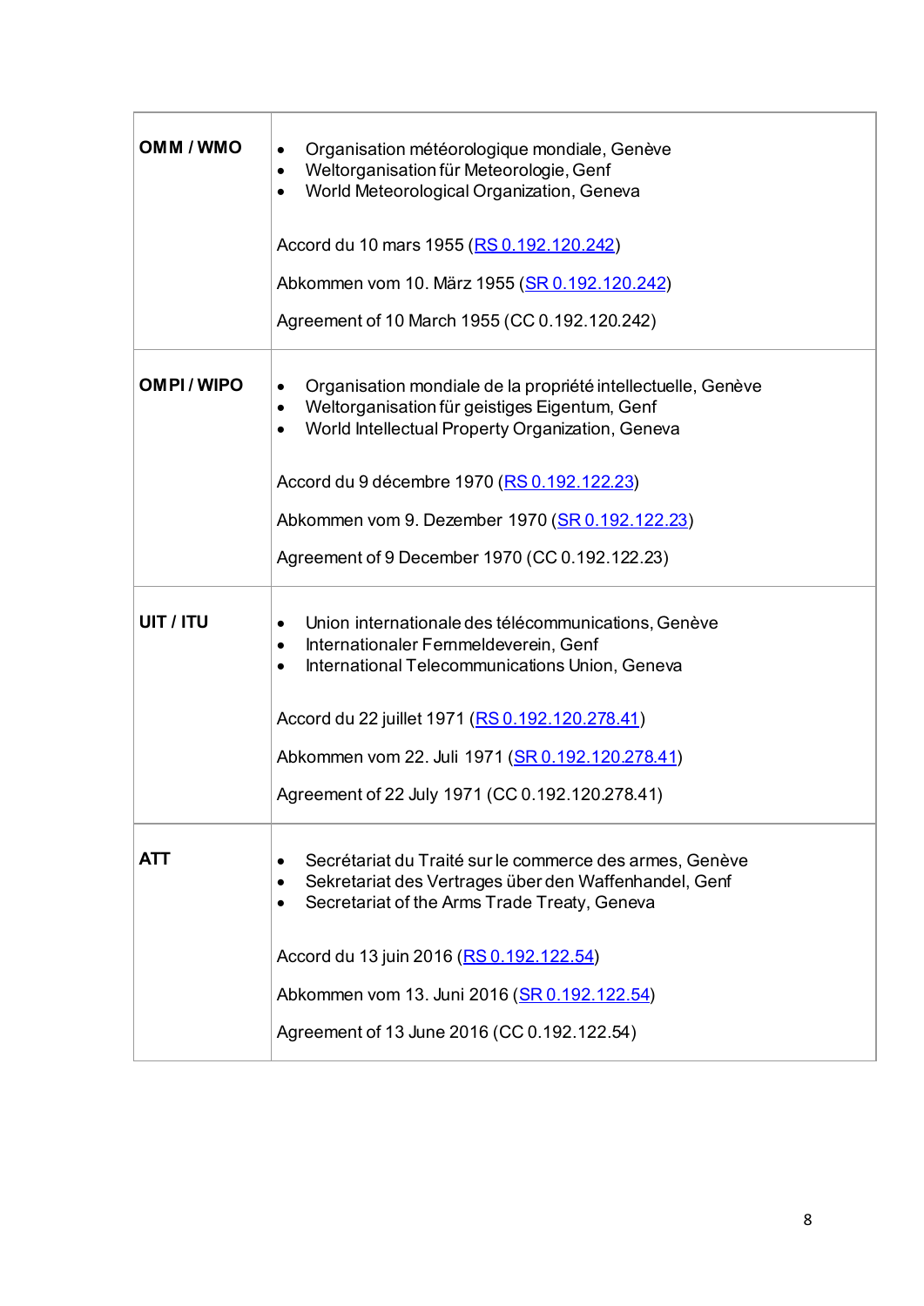| | |
|---|---|
| **OMM / WMO** | • Organisation météorologique mondiale, Genève<br>• Weltorganisation für Meteorologie, Genf<br>• World Meteorological Organization, Geneva<br><br>Accord du 10 mars 1955 (RS 0.192.120.242)<br><br>Abkommen vom 10. März 1955 (SR 0.192.120.242)<br><br>Agreement of 10 March 1955 (CC 0.192.120.242) |
| **OMPI / WIPO** | • Organisation mondiale de la propriété intellectuelle, Genève<br>• Weltorganisation für geistiges Eigentum, Genf<br>• World Intellectual Property Organization, Geneva<br><br>Accord du 9 décembre 1970 (RS 0.192.122.23)<br><br>Abkommen vom 9. Dezember 1970 (SR 0.192.122.23)<br><br>Agreement of 9 December 1970 (CC 0.192.122.23) |
| **UIT / ITU** | • Union internationale des télécommunications, Genève<br>• Internationaler Fernmeldeverein, Genf<br>• International Telecommunications Union, Geneva<br><br>Accord du 22 juillet 1971 (RS 0.192.120.278.41)<br><br>Abkommen vom 22. Juli 1971 (SR 0.192.120.278.41)<br><br>Agreement of 22 July 1971 (CC 0.192.120.278.41) |
| **ATT** | • Secrétariat du Traité sur le commerce des armes, Genève<br>• Sekretariat des Vertrages über den Waffenhandel, Genf<br>• Secretariat of the Arms Trade Treaty, Geneva<br><br>Accord du 13 juin 2016 (RS 0.192.122.54)<br><br>Abkommen vom 13. Juni 2016 (SR 0.192.122.54)<br><br>Agreement of 13 June 2016 (CC 0.192.122.54) |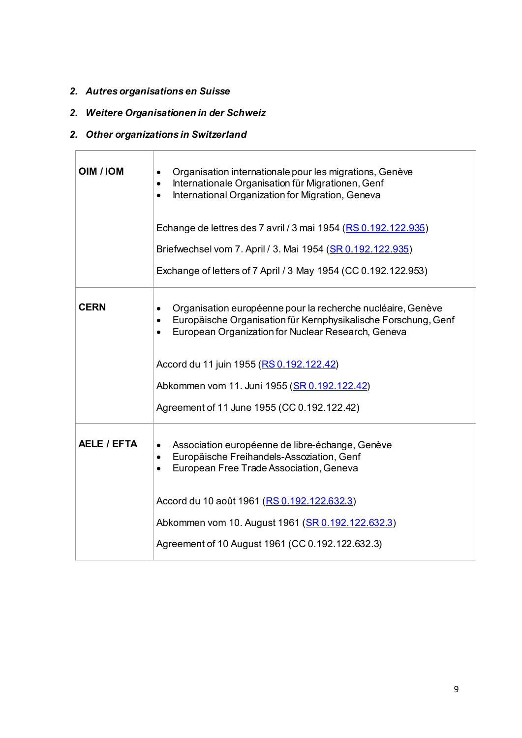## 2. *Autres organisations en Suisse*

## 2. *Weitere Organisationen in der Schweiz*

## 2. *Other organizations in Switzerland*

| | |
|---|---|
| **OIM / IOM** | • Organisation internationale pour les migrations, Genève<br>• Internationale Organisation für Migrationen, Genf<br>• International Organization for Migration, Geneva<br><br>Echange de lettres des 7 avril / 3 mai 1954 (RS 0.192.122.935)<br><br>Briefwechsel vom 7. April / 3. Mai 1954 (SR 0.192.122.935)<br><br>Exchange of letters of 7 April / 3 May 1954 (CC 0.192.122.953) |
| **CERN** | • Organisation européenne pour la recherche nucléaire, Genève<br>• Europäische Organisation für Kernphysikalische Forschung, Genf<br>• European Organization for Nuclear Research, Geneva<br><br>Accord du 11 juin 1955 (RS 0.192.122.42)<br><br>Abkommen vom 11. Juni 1955 (SR 0.192.122.42)<br><br>Agreement of 11 June 1955 (CC 0.192.122.42) |
| **AELE / EFTA** | • Association européenne de libre-échange, Genève<br>• Europäische Freihandels-Assoziation, Genf<br>• European Free Trade Association, Geneva<br><br>Accord du 10 août 1961 (RS 0.192.122.632.3)<br><br>Abkommen vom 10. August 1961 (SR 0.192.122.632.3)<br><br>Agreement of 10 August 1961 (CC 0.192.122.632.3) |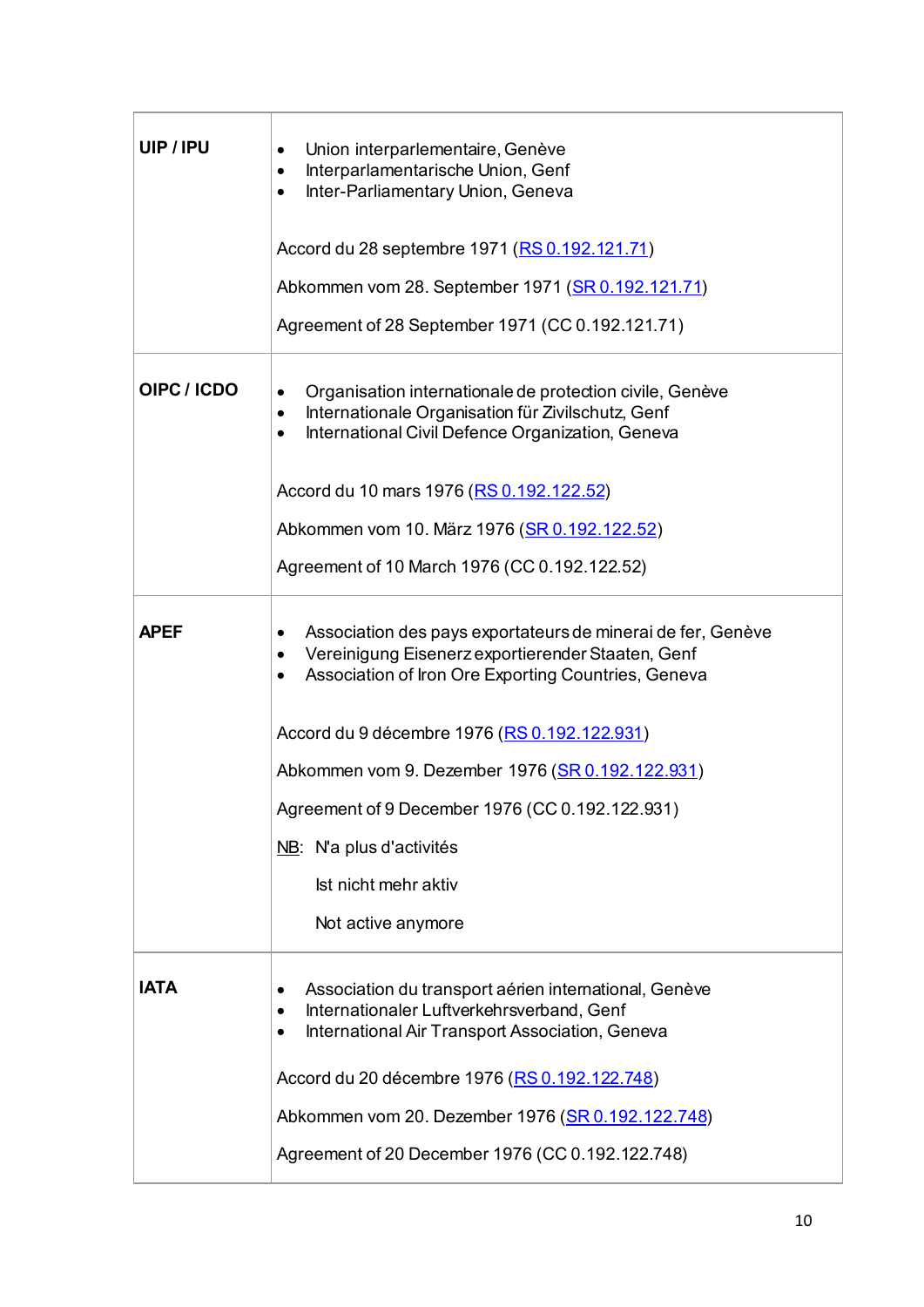| | |
|---|---|
| **UIP / IPU** | • Union interparlementaire, Genève<br>• Interparlamentarische Union, Genf<br>• Inter-Parliamentary Union, Geneva<br><br>Accord du 28 septembre 1971 (RS 0.192.121.71)<br><br>Abkommen vom 28. September 1971 (SR 0.192.121.71)<br><br>Agreement of 28 September 1971 (CC 0.192.121.71) |
| **OIPC / ICDO** | • Organisation internationale de protection civile, Genève<br>• Internationale Organisation für Zivilschutz, Genf<br>• International Civil Defence Organization, Geneva<br><br>Accord du 10 mars 1976 (RS 0.192.122.52)<br><br>Abkommen vom 10. März 1976 (SR 0.192.122.52)<br><br>Agreement of 10 March 1976 (CC 0.192.122.52) |
| **APEF** | • Association des pays exportateurs de minerai de fer, Genève<br>• Vereinigung Eisenerz exportierender Staaten, Genf<br>• Association of Iron Ore Exporting Countries, Geneva<br><br>Accord du 9 décembre 1976 (RS 0.192.122.931)<br><br>Abkommen vom 9. Dezember 1976 (SR 0.192.122.931)<br><br>Agreement of 9 December 1976 (CC 0.192.122.931)<br><br>NB: N'a plus d'activités<br><br>Ist nicht mehr aktiv<br><br>Not active anymore |
| **IATA** | • Association du transport aérien international, Genève<br>• Internationaler Luftverkehrsverband, Genf<br>• International Air Transport Association, Geneva<br><br>Accord du 20 décembre 1976 (RS 0.192.122.748)<br><br>Abkommen vom 20. Dezember 1976 (SR 0.192.122.748)<br><br>Agreement of 20 December 1976 (CC 0.192.122.748) |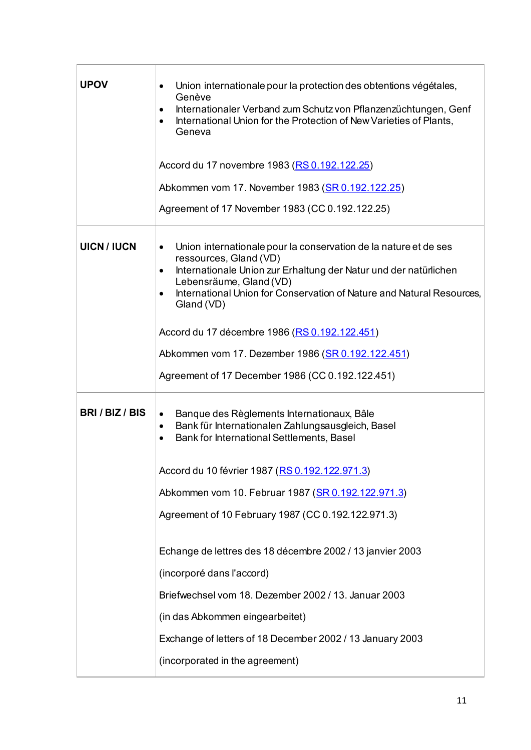| | |
|---|---|
| **UPOV** | • Union internationale pour la protection des obtentions végétales, Genève<br>• Internationaler Verband zum Schutz von Pflanzenzüchtungen, Genf<br>• International Union for the Protection of New Varieties of Plants, Geneva<br><br>Accord du 17 novembre 1983 (RS 0.192.122.25)<br><br>Abkommen vom 17. November 1983 (SR 0.192.122.25)<br><br>Agreement of 17 November 1983 (CC 0.192.122.25) |
| **UICN / IUCN** | • Union internationale pour la conservation de la nature et de ses ressources, Gland (VD)<br>• Internationale Union zur Erhaltung der Natur und der natürlichen Lebensräume, Gland (VD)<br>• International Union for Conservation of Nature and Natural Resources, Gland (VD)<br><br>Accord du 17 décembre 1986 (RS 0.192.122.451)<br><br>Abkommen vom 17. Dezember 1986 (SR 0.192.122.451)<br><br>Agreement of 17 December 1986 (CC 0.192.122.451) |
| **BRI / BIZ / BIS** | • Banque des Règlements Internationaux, Bâle<br>• Bank für Internationalen Zahlungsausgleich, Basel<br>• Bank for International Settlements, Basel<br><br>Accord du 10 février 1987 (RS 0.192.122.971.3)<br><br>Abkommen vom 10. Februar 1987 (SR 0.192.122.971.3)<br><br>Agreement of 10 February 1987 (CC 0.192.122.971.3)<br><br>Echange de lettres des 18 décembre 2002 / 13 janvier 2003<br><br>(incorporé dans l'accord)<br><br>Briefwechsel vom 18. Dezember 2002 / 13. Januar 2003<br><br>(in das Abkommen eingearbeitet)<br><br>Exchange of letters of 18 December 2002 / 13 January 2003<br><br>(incorporated in the agreement) |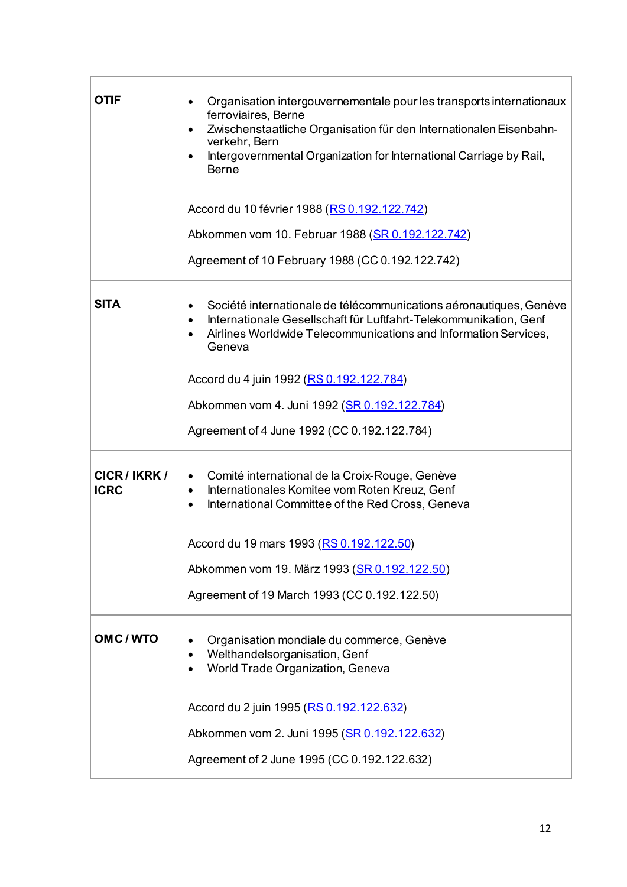| | |
|---|---|
| **OTIF** | • Organisation intergouvernementale pour les transports internationaux ferroviaires, Berne<br>• Zwischenstaatliche Organisation für den Internationalen Eisenbahn-verkehr, Bern<br>• Intergovernmental Organization for International Carriage by Rail, Berne<br><br>Accord du 10 février 1988 (RS 0.192.122.742)<br><br>Abkommen vom 10. Februar 1988 (SR 0.192.122.742)<br><br>Agreement of 10 February 1988 (CC 0.192.122.742) |
| **SITA** | • Société internationale de télécommunications aéronautiques, Genève<br>• Internationale Gesellschaft für Luftfahrt-Telekommunikation, Genf<br>• Airlines Worldwide Telecommunications and Information Services, Geneva<br><br>Accord du 4 juin 1992 (RS 0.192.122.784)<br><br>Abkommen vom 4. Juni 1992 (SR 0.192.122.784)<br><br>Agreement of 4 June 1992 (CC 0.192.122.784) |
| **CICR / IKRK / ICRC** | • Comité international de la Croix-Rouge, Genève<br>• Internationales Komitee vom Roten Kreuz, Genf<br>• International Committee of the Red Cross, Geneva<br><br>Accord du 19 mars 1993 (RS 0.192.122.50)<br><br>Abkommen vom 19. März 1993 (SR 0.192.122.50)<br><br>Agreement of 19 March 1993 (CC 0.192.122.50) |
| **OMC / WTO** | • Organisation mondiale du commerce, Genève<br>• Welthandelsorganisation, Genf<br>• World Trade Organization, Geneva<br><br>Accord du 2 juin 1995 (RS 0.192.122.632)<br><br>Abkommen vom 2. Juni 1995 (SR 0.192.122.632)<br><br>Agreement of 2 June 1995 (CC 0.192.122.632) |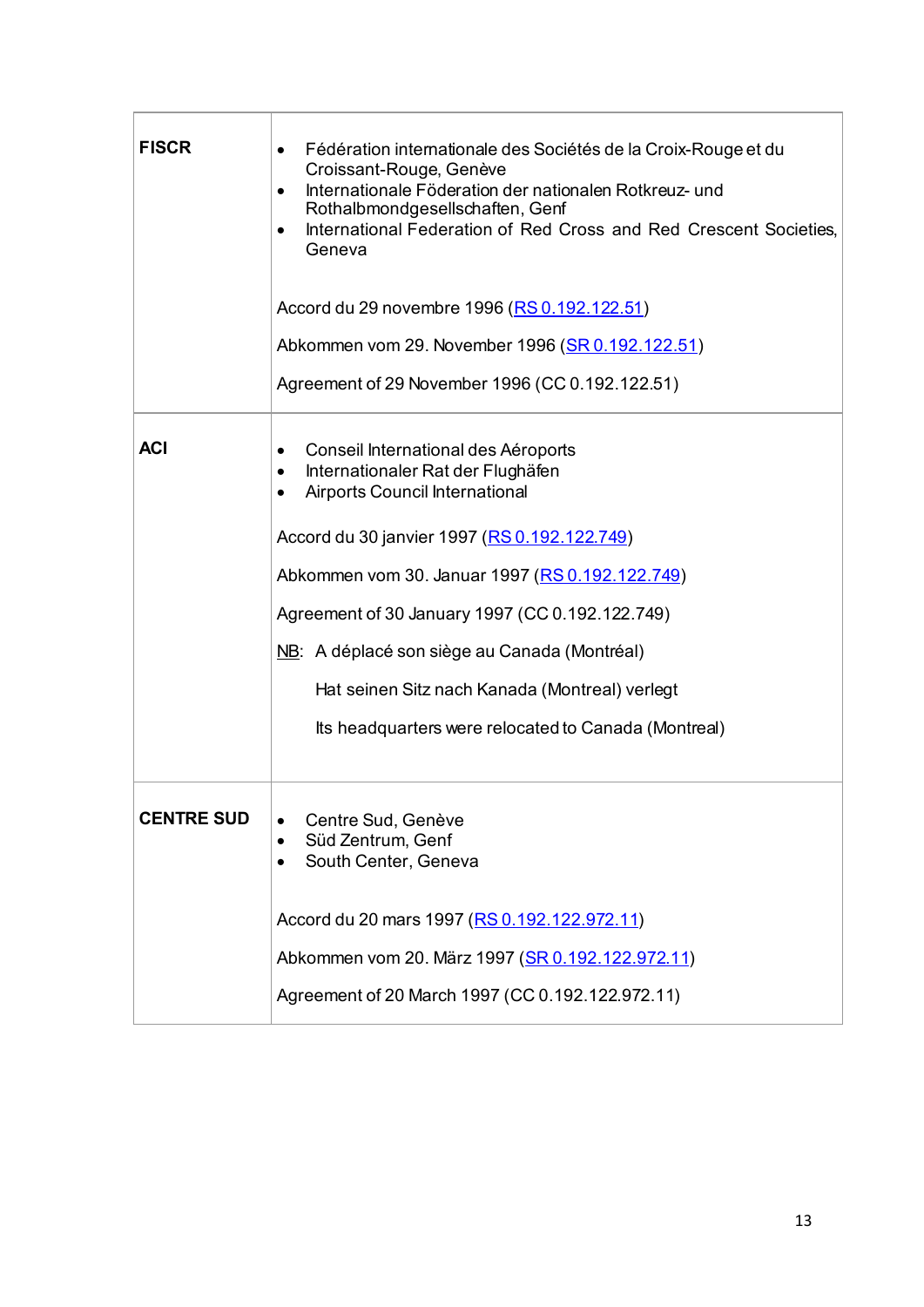| | |
|---|---|
| **FISCR** | • Fédération internationale des Sociétés de la Croix-Rouge et du Croissant-Rouge, Genève<br>• Internationale Föderation der nationalen Rotkreuz- und Rothalbmondgesellschaften, Genf<br>• International Federation of Red Cross and Red Crescent Societies, Geneva<br><br>Accord du 29 novembre 1996 (RS 0.192.122.51)<br><br>Abkommen vom 29. November 1996 (SR 0.192.122.51)<br><br>Agreement of 29 November 1996 (CC 0.192.122.51) |
| **ACI** | • Conseil International des Aéroports<br>• Internationaler Rat der Flughäfen<br>• Airports Council International<br><br>Accord du 30 janvier 1997 (RS 0.192.122.749)<br><br>Abkommen vom 30. Januar 1997 (RS 0.192.122.749)<br><br>Agreement of 30 January 1997 (CC 0.192.122.749)<br><br>NB: A déplacé son siège au Canada (Montréal)<br><br>Hat seinen Sitz nach Kanada (Montreal) verlegt<br><br>Its headquarters were relocated to Canada (Montreal) |
| **CENTRE SUD** | • Centre Sud, Genève<br>• Süd Zentrum, Genf<br>• South Center, Geneva<br><br>Accord du 20 mars 1997 (RS 0.192.122.972.11)<br><br>Abkommen vom 20. März 1997 (SR 0.192.122.972.11)<br><br>Agreement of 20 March 1997 (CC 0.192.122.972.11) |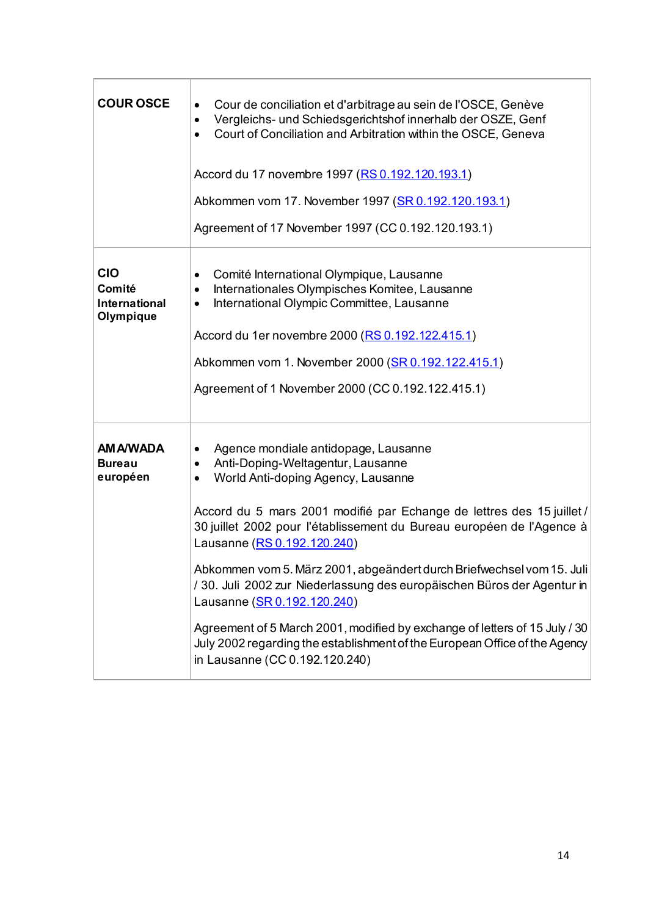| | |
|---|---|
| **COUR OSCE** | • Cour de conciliation et d'arbitrage au sein de l'OSCE, Genève<br>• Vergleichs- und Schiedsgerichtshof innerhalb der OSZE, Genf<br>• Court of Conciliation and Arbitration within the OSCE, Geneva<br><br>Accord du 17 novembre 1997 (RS 0.192.120.193.1)<br><br>Abkommen vom 17. November 1997 (SR 0.192.120.193.1)<br><br>Agreement of 17 November 1997 (CC 0.192.120.193.1) |
| **CIO Comité International Olympique** | • Comité International Olympique, Lausanne<br>• Internationales Olympisches Komitee, Lausanne<br>• International Olympic Committee, Lausanne<br><br>Accord du 1er novembre 2000 (RS 0.192.122.415.1)<br><br>Abkommen vom 1. November 2000 (SR 0.192.122.415.1)<br><br>Agreement of 1 November 2000 (CC 0.192.122.415.1) |
| **AMA/WADA Bureau européen** | • Agence mondiale antidopage, Lausanne<br>• Anti-Doping-Weltagentur, Lausanne<br>• World Anti-doping Agency, Lausanne<br><br>Accord du 5 mars 2001 modifié par Echange de lettres des 15 juillet / 30 juillet 2002 pour l'établissement du Bureau européen de l'Agence à Lausanne (RS 0.192.120.240)<br><br>Abkommen vom 5. März 2001, abgeändert durch Briefwechsel vom 15. Juli / 30. Juli 2002 zur Niederlassung des europäischen Büros der Agentur in Lausanne (SR 0.192.120.240)<br><br>Agreement of 5 March 2001, modified by exchange of letters of 15 July / 30 July 2002 regarding the establishment of the European Office of the Agency in Lausanne (CC 0.192.120.240) |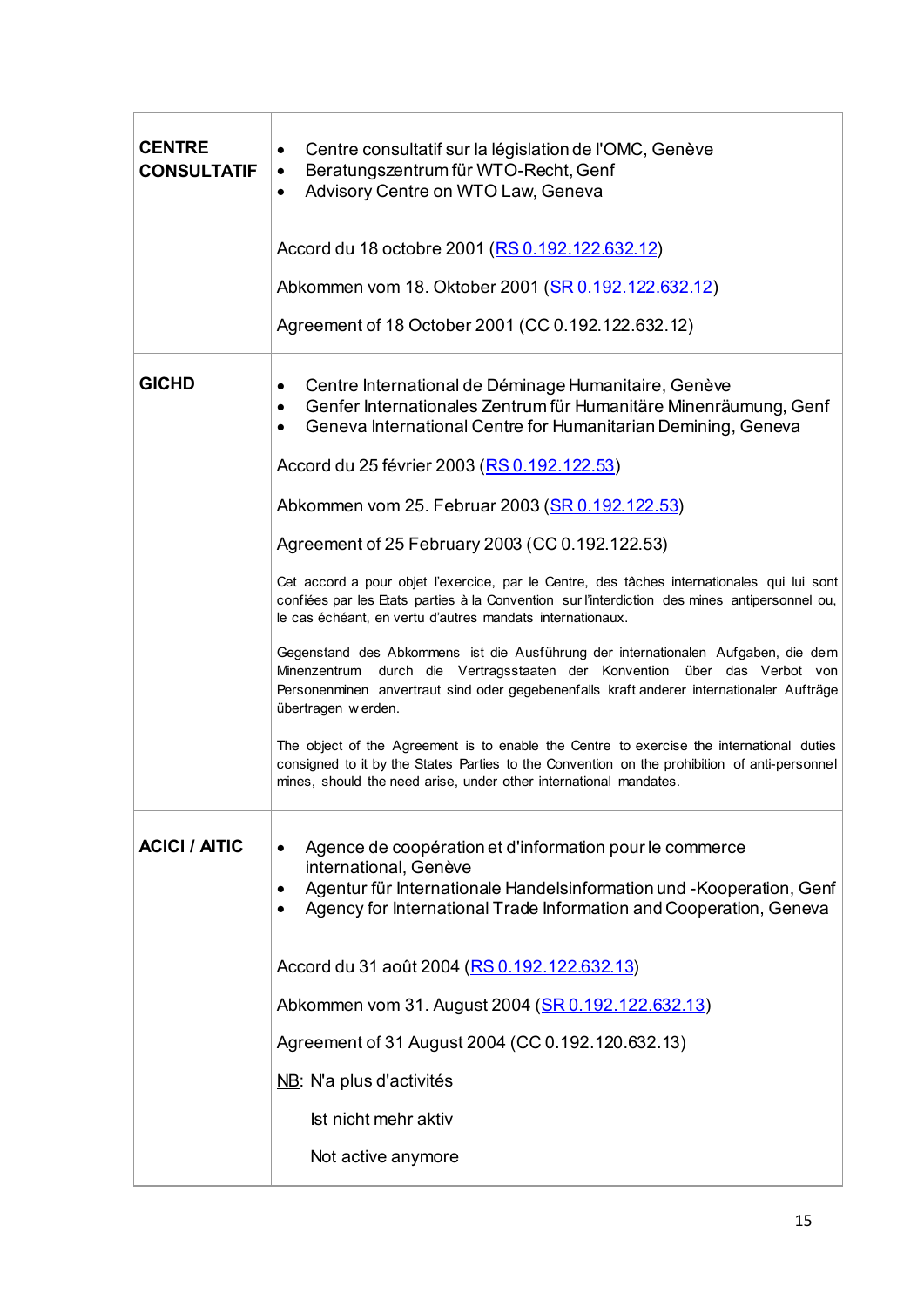| | |
|---|---|
| **CENTRE CONSULTATIF** | • Centre consultatif sur la législation de l'OMC, Genève<br>• Beratungszentrum für WTO-Recht, Genf<br>• Advisory Centre on WTO Law, Geneva<br><br>Accord du 18 octobre 2001 (RS 0.192.122.632.12)<br><br>Abkommen vom 18. Oktober 2001 (SR 0.192.122.632.12)<br><br>Agreement of 18 October 2001 (CC 0.192.122.632.12) |
| **GICHD** | • Centre International de Déminage Humanitaire, Genève<br>• Genfer Internationales Zentrum für Humanitäre Minenräumung, Genf<br>• Geneva International Centre for Humanitarian Demining, Geneva<br><br>Accord du 25 février 2003 (RS 0.192.122.53)<br><br>Abkommen vom 25. Februar 2003 (SR 0.192.122.53)<br><br>Agreement of 25 February 2003 (CC 0.192.122.53)<br><br>Cet accord a pour objet l'exercice, par le Centre, des tâches internationales qui lui sont confiées par les Etats parties à la Convention sur l'interdiction des mines antipersonnel ou, le cas échéant, en vertu d'autres mandats internationaux.<br><br>Gegenstand des Abkommens ist die Ausführung der internationalen Aufgaben, die dem Minenzentrum durch die Vertragsstaaten der Konvention über das Verbot von Personenminen anvertraut sind oder gegebenenfalls kraft anderer internationaler Aufträge übertragen werden.<br><br>The object of the Agreement is to enable the Centre to exercise the international duties consigned to it by the States Parties to the Convention on the prohibition of anti-personnel mines, should the need arise, under other international mandates. |
| **ACICI / AITIC** | • Agence de coopération et d'information pour le commerce international, Genève<br>• Agentur für Internationale Handelsinformation und -Kooperation, Genf<br>• Agency for International Trade Information and Cooperation, Geneva<br><br>Accord du 31 août 2004 (RS 0.192.122.632.13)<br><br>Abkommen vom 31. August 2004 (SR 0.192.122.632.13)<br><br>Agreement of 31 August 2004 (CC 0.192.120.632.13)<br><br>NB: N'a plus d'activités<br><br>Ist nicht mehr aktiv<br><br>Not active anymore |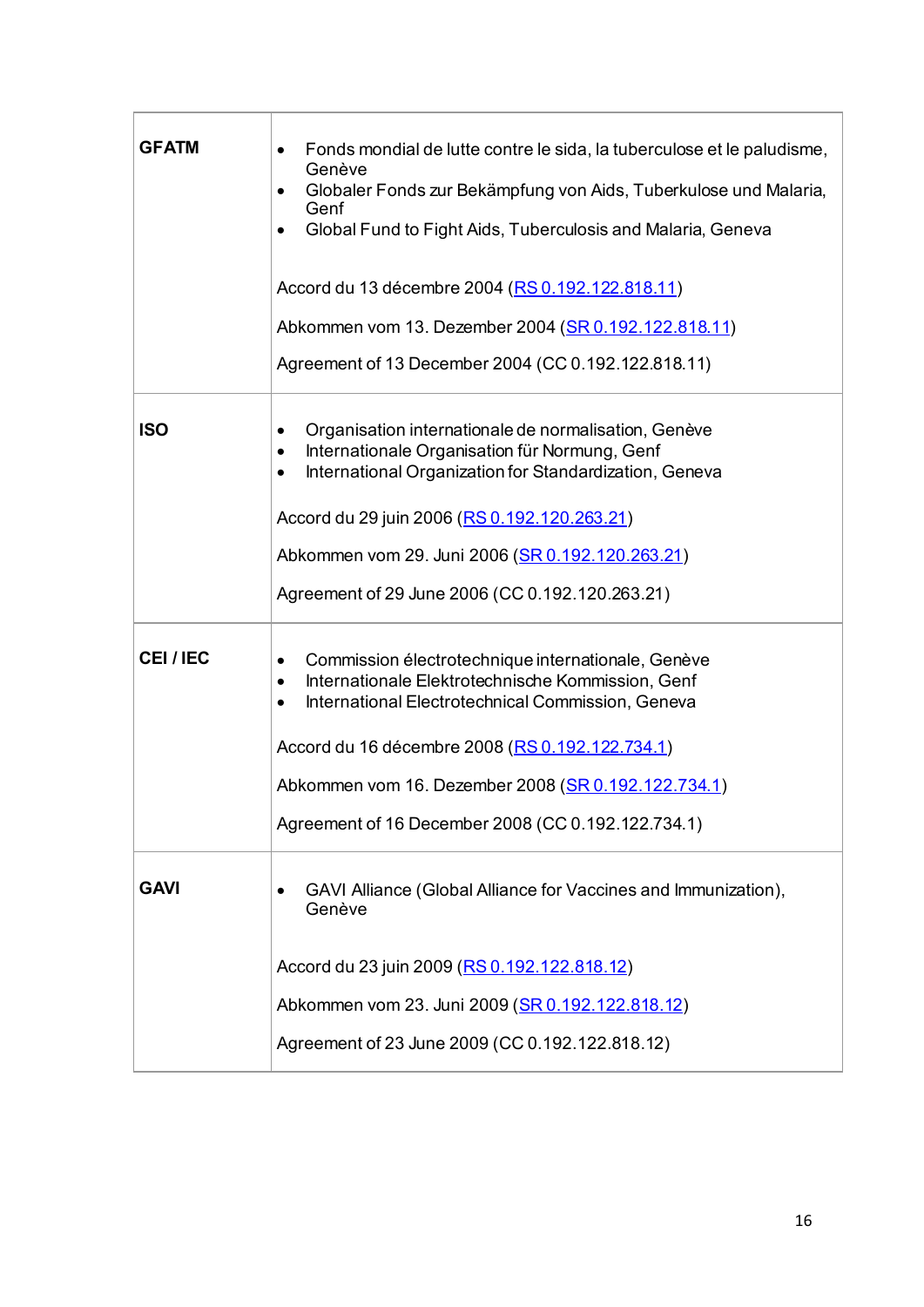| | |
|---|---|
| **GFATM** | • Fonds mondial de lutte contre le sida, la tuberculose et le paludisme, Genève<br>• Globaler Fonds zur Bekämpfung von Aids, Tuberkulose und Malaria, Genf<br>• Global Fund to Fight Aids, Tuberculosis and Malaria, Geneva<br><br>Accord du 13 décembre 2004 (RS 0.192.122.818.11)<br><br>Abkommen vom 13. Dezember 2004 (SR 0.192.122.818.11)<br><br>Agreement of 13 December 2004 (CC 0.192.122.818.11) |
| **ISO** | • Organisation internationale de normalisation, Genève<br>• Internationale Organisation für Normung, Genf<br>• International Organization for Standardization, Geneva<br><br>Accord du 29 juin 2006 (RS 0.192.120.263.21)<br><br>Abkommen vom 29. Juni 2006 (SR 0.192.120.263.21)<br><br>Agreement of 29 June 2006 (CC 0.192.120.263.21) |
| **CEI / IEC** | • Commission électrotechnique internationale, Genève<br>• Internationale Elektrotechnische Kommission, Genf<br>• International Electrotechnical Commission, Geneva<br><br>Accord du 16 décembre 2008 (RS 0.192.122.734.1)<br><br>Abkommen vom 16. Dezember 2008 (SR 0.192.122.734.1)<br><br>Agreement of 16 December 2008 (CC 0.192.122.734.1) |
| **GAVI** | • GAVI Alliance (Global Alliance for Vaccines and Immunization), Genève<br><br>Accord du 23 juin 2009 (RS 0.192.122.818.12)<br><br>Abkommen vom 23. Juni 2009 (SR 0.192.122.818.12)<br><br>Agreement of 23 June 2009 (CC 0.192.122.818.12) |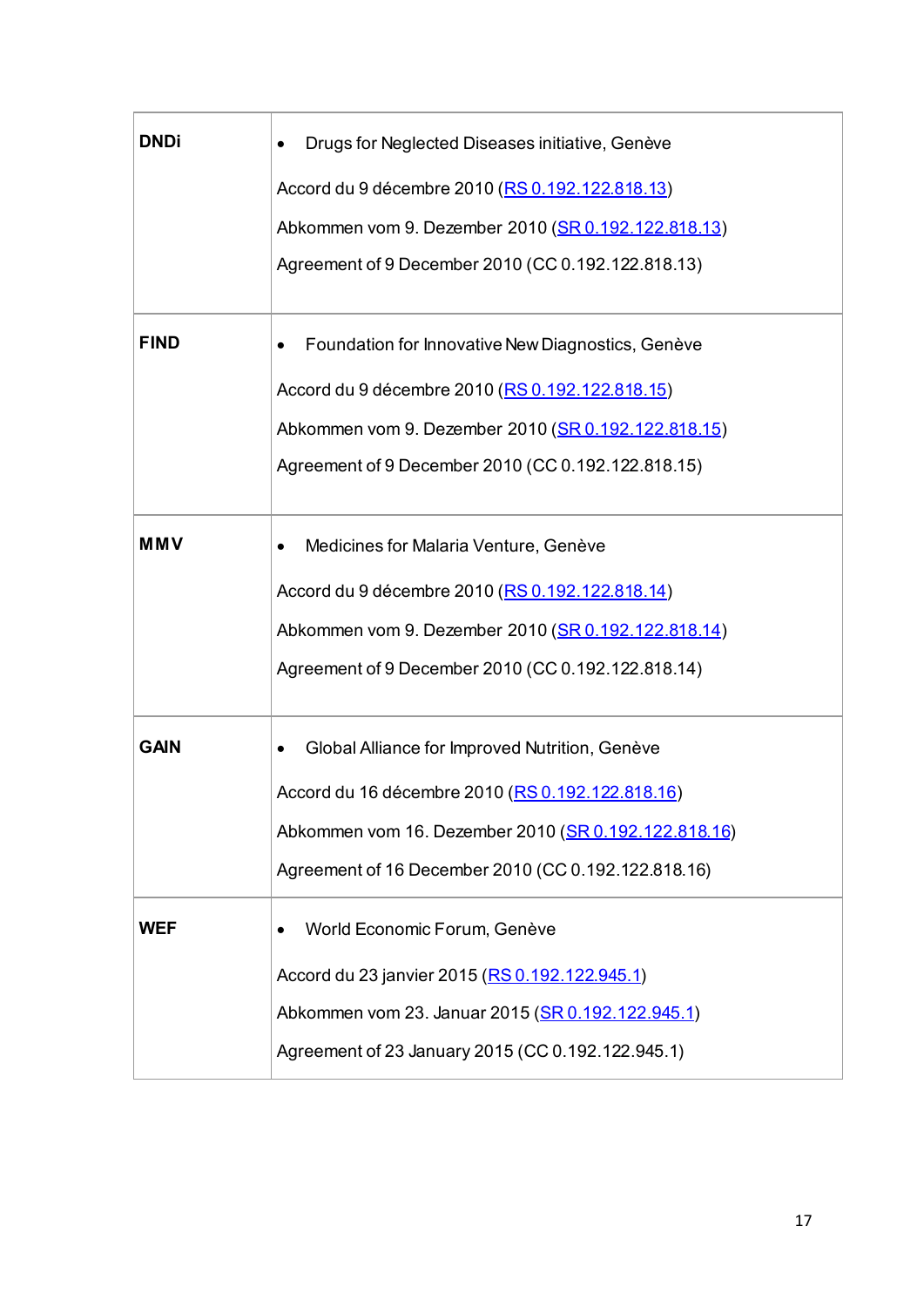| | |
|---|---|
| **DNDi** | • Drugs for Neglected Diseases initiative, Genève<br><br>Accord du 9 décembre 2010 (RS 0.192.122.818.13)<br><br>Abkommen vom 9. Dezember 2010 (SR 0.192.122.818.13)<br><br>Agreement of 9 December 2010 (CC 0.192.122.818.13) |
| **FIND** | • Foundation for Innovative New Diagnostics, Genève<br><br>Accord du 9 décembre 2010 (RS 0.192.122.818.15)<br><br>Abkommen vom 9. Dezember 2010 (SR 0.192.122.818.15)<br><br>Agreement of 9 December 2010 (CC 0.192.122.818.15) |
| **MMV** | • Medicines for Malaria Venture, Genève<br><br>Accord du 9 décembre 2010 (RS 0.192.122.818.14)<br><br>Abkommen vom 9. Dezember 2010 (SR 0.192.122.818.14)<br><br>Agreement of 9 December 2010 (CC 0.192.122.818.14) |
| **GAIN** | • Global Alliance for Improved Nutrition, Genève<br><br>Accord du 16 décembre 2010 (RS 0.192.122.818.16)<br><br>Abkommen vom 16. Dezember 2010 (SR 0.192.122.818.16)<br><br>Agreement of 16 December 2010 (CC 0.192.122.818.16) |
| **WEF** | • World Economic Forum, Genève<br><br>Accord du 23 janvier 2015 (RS 0.192.122.945.1)<br><br>Abkommen vom 23. Januar 2015 (SR 0.192.122.945.1)<br><br>Agreement of 23 January 2015 (CC 0.192.122.945.1) |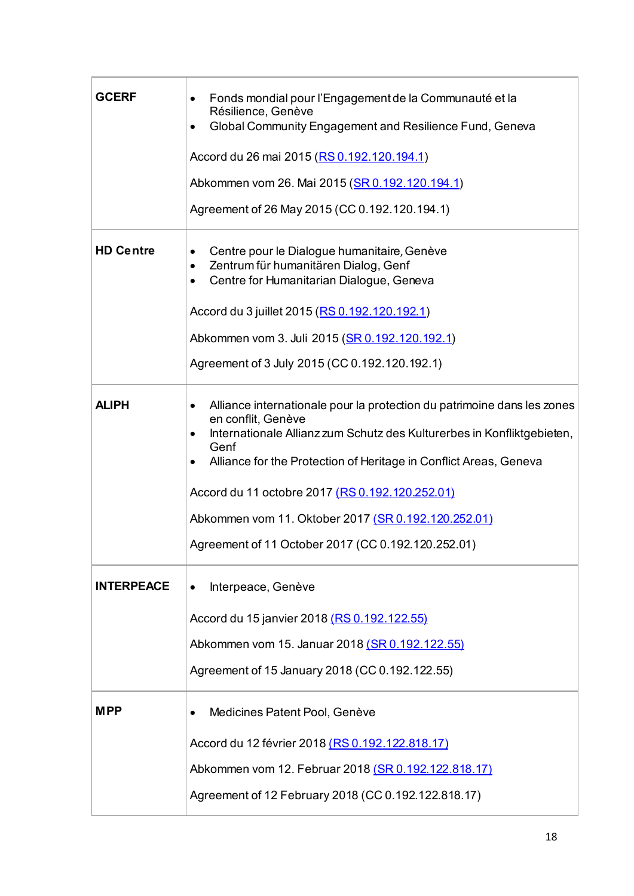| | |
|---|---|
| **GCERF** | • Fonds mondial pour l’Engagement de la Communauté et la Résilience, Genève<br>• Global Community Engagement and Resilience Fund, Geneva<br><br>Accord du 26 mai 2015 (RS 0.192.120.194.1)<br><br>Abkommen vom 26. Mai 2015 (SR 0.192.120.194.1)<br><br>Agreement of 26 May 2015 (CC 0.192.120.194.1) |
| **HD Centre** | • Centre pour le Dialogue humanitaire, Genève<br>• Zentrum für humanitären Dialog, Genf<br>• Centre for Humanitarian Dialogue, Geneva<br><br>Accord du 3 juillet 2015 (RS 0.192.120.192.1)<br><br>Abkommen vom 3. Juli 2015 (SR 0.192.120.192.1)<br><br>Agreement of 3 July 2015 (CC 0.192.120.192.1) |
| **ALIPH** | • Alliance internationale pour la protection du patrimoine dans les zones en conflit, Genève<br>• Internationale Allianz zum Schutz des Kulturerbes in Konfliktgebieten, Genf<br>• Alliance for the Protection of Heritage in Conflict Areas, Geneva<br><br>Accord du 11 octobre 2017 (RS 0.192.120.252.01)<br><br>Abkommen vom 11. Oktober 2017 (SR 0.192.120.252.01)<br><br>Agreement of 11 October 2017 (CC 0.192.120.252.01) |
| **INTERPEACE** | • Interpeace, Genève<br><br>Accord du 15 janvier 2018 (RS 0.192.122.55)<br><br>Abkommen vom 15. Januar 2018 (SR 0.192.122.55)<br><br>Agreement of 15 January 2018 (CC 0.192.122.55) |
| **MPP** | • Medicines Patent Pool, Genève<br><br>Accord du 12 février 2018 (RS 0.192.122.818.17)<br><br>Abkommen vom 12. Februar 2018 (SR 0.192.122.818.17)<br><br>Agreement of 12 February 2018 (CC 0.192.122.818.17) |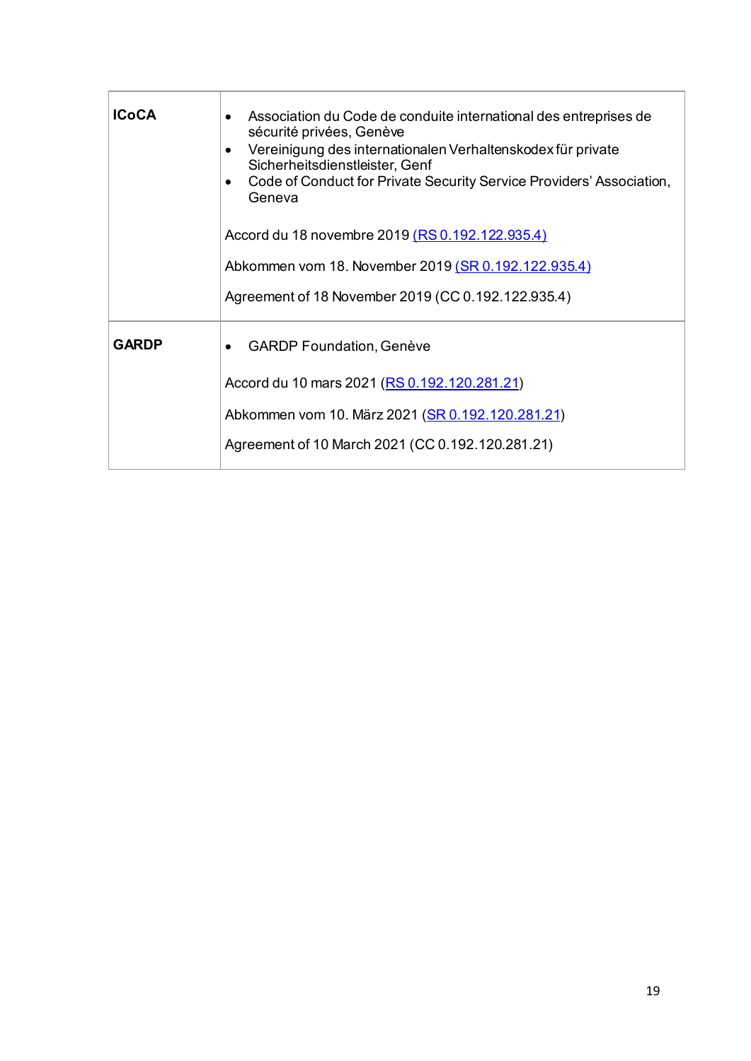| | |
|---|---|
| **ICoCA** | • Association du Code de conduite international des entreprises de sécurité privées, Genève<br>• Vereinigung des internationalen Verhaltenskodex für private Sicherheitsdienstleister, Genf<br>• Code of Conduct for Private Security Service Providers' Association, Geneva<br><br>Accord du 18 novembre 2019 (RS 0.192.122.935.4)<br><br>Abkommen vom 18. November 2019 (SR 0.192.122.935.4)<br><br>Agreement of 18 November 2019 (CC 0.192.122.935.4) |
| **GARDP** | • GARDP Foundation, Genève<br><br>Accord du 10 mars 2021 (RS 0.192.120.281.21)<br><br>Abkommen vom 10. März 2021 (SR 0.192.120.281.21)<br><br>Agreement of 10 March 2021 (CC 0.192.120.281.21) |